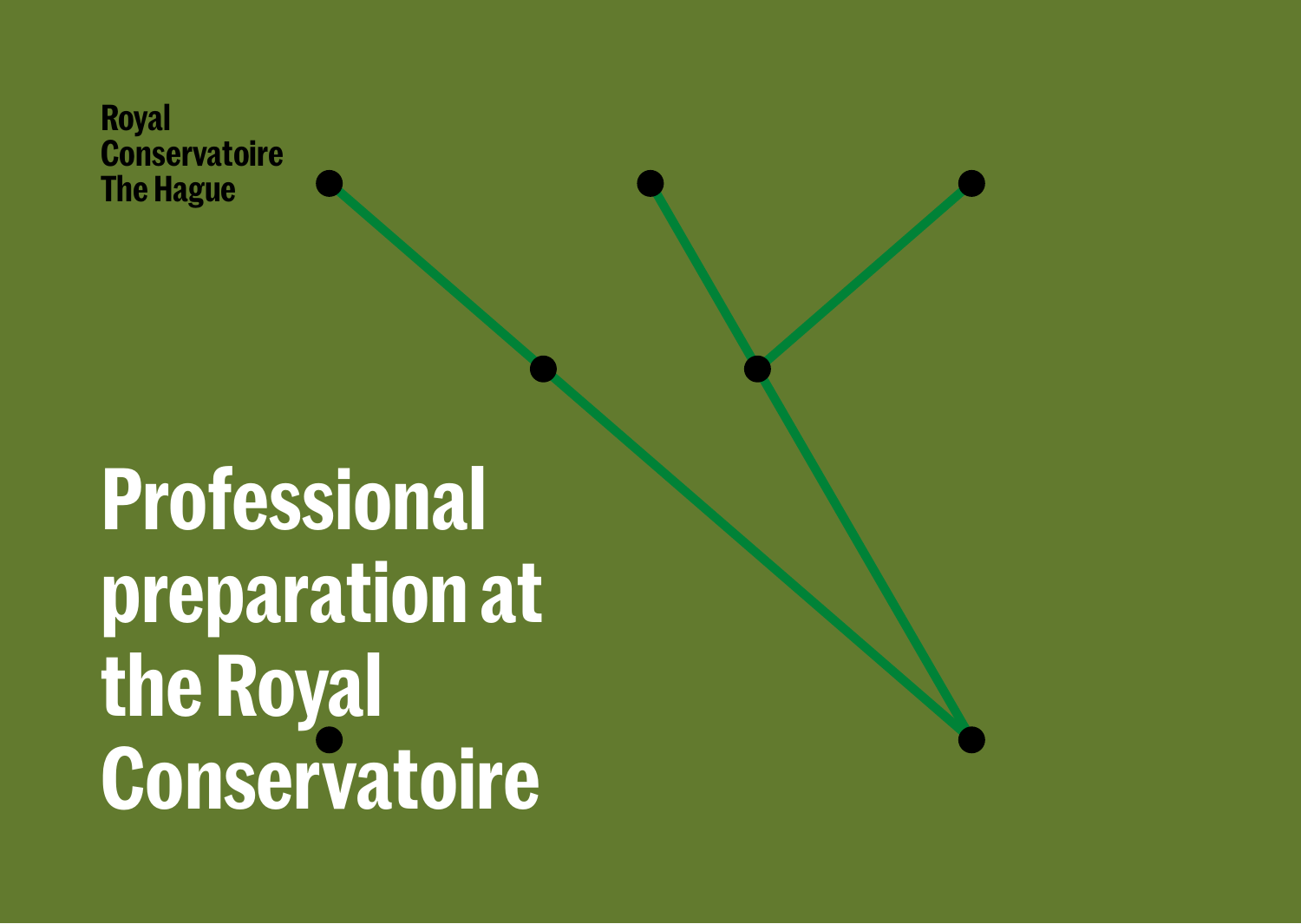Royal
Conservatoire
The Hague

# Professional preparation at the Royal Conservatoire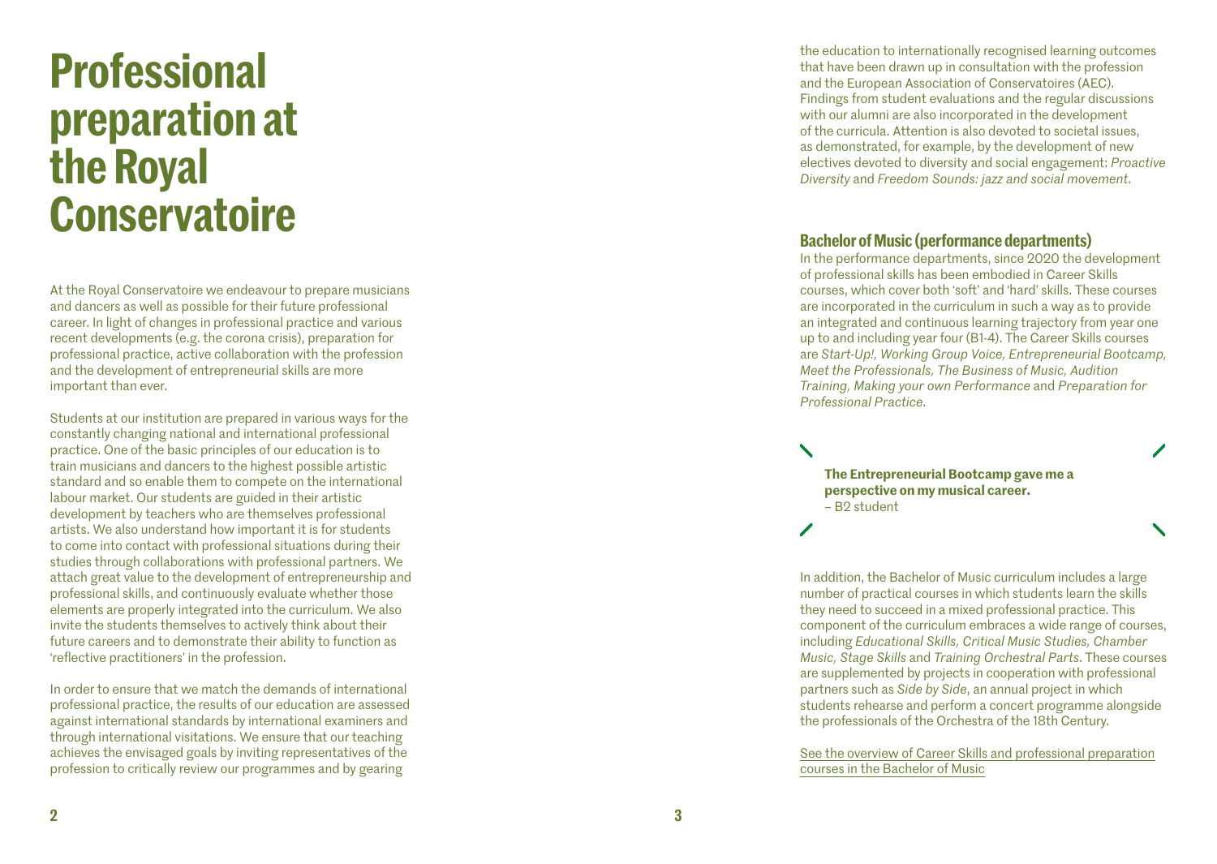# Professional preparation at the Royal Conservatoire

At the Royal Conservatoire we endeavour to prepare musicians and dancers as well as possible for their future professional career. In light of changes in professional practice and various recent developments (e.g. the corona crisis), preparation for professional practice, active collaboration with the profession and the development of entrepreneurial skills are more important than ever.

Students at our institution are prepared in various ways for the constantly changing national and international professional practice. One of the basic principles of our education is to train musicians and dancers to the highest possible artistic standard and so enable them to compete on the international labour market. Our students are guided in their artistic development by teachers who are themselves professional artists. We also understand how important it is for students to come into contact with professional situations during their studies through collaborations with professional partners. We attach great value to the development of entrepreneurship and professional skills, and continuously evaluate whether those elements are properly integrated into the curriculum. We also invite the students themselves to actively think about their future careers and to demonstrate their ability to function as 'reflective practitioners' in the profession.

In order to ensure that we match the demands of international professional practice, the results of our education are assessed against international standards by international examiners and through international visitations. We ensure that our teaching achieves the envisaged goals by inviting representatives of the profession to critically review our programmes and by gearing the education to internationally recognised learning outcomes that have been drawn up in consultation with the profession and the European Association of Conservatoires (AEC). Findings from student evaluations and the regular discussions with our alumni are also incorporated in the development of the curricula. Attention is also devoted to societal issues, as demonstrated, for example, by the development of new electives devoted to diversity and social engagement: *Proactive Diversity* and *Freedom Sounds: jazz and social movement*.

### Bachelor of Music (performance departments)

In the performance departments, since 2020 the development of professional skills has been embodied in Career Skills courses, which cover both 'soft' and 'hard' skills. These courses are incorporated in the curriculum in such a way as to provide an integrated and continuous learning trajectory from year one up to and including year four (B1-4). The Career Skills courses are *Start-Up!, Working Group Voice, Entrepreneurial Bootcamp, Meet the Professionals, The Business of Music, Audition Training, Making your own Performance* and *Preparation for Professional Practice*.

> **The Entrepreneurial Bootcamp gave me a perspective on my musical career.**
> – B2 student

In addition, the Bachelor of Music curriculum includes a large number of practical courses in which students learn the skills they need to succeed in a mixed professional practice. This component of the curriculum embraces a wide range of courses, including *Educational Skills, Critical Music Studies, Chamber Music, Stage Skills* and *Training Orchestral Parts*. These courses are supplemented by projects in cooperation with professional partners such as *Side by Side*, an annual project in which students rehearse and perform a concert programme alongside the professionals of the Orchestra of the 18th Century.

See the overview of Career Skills and professional preparation courses in the Bachelor of Music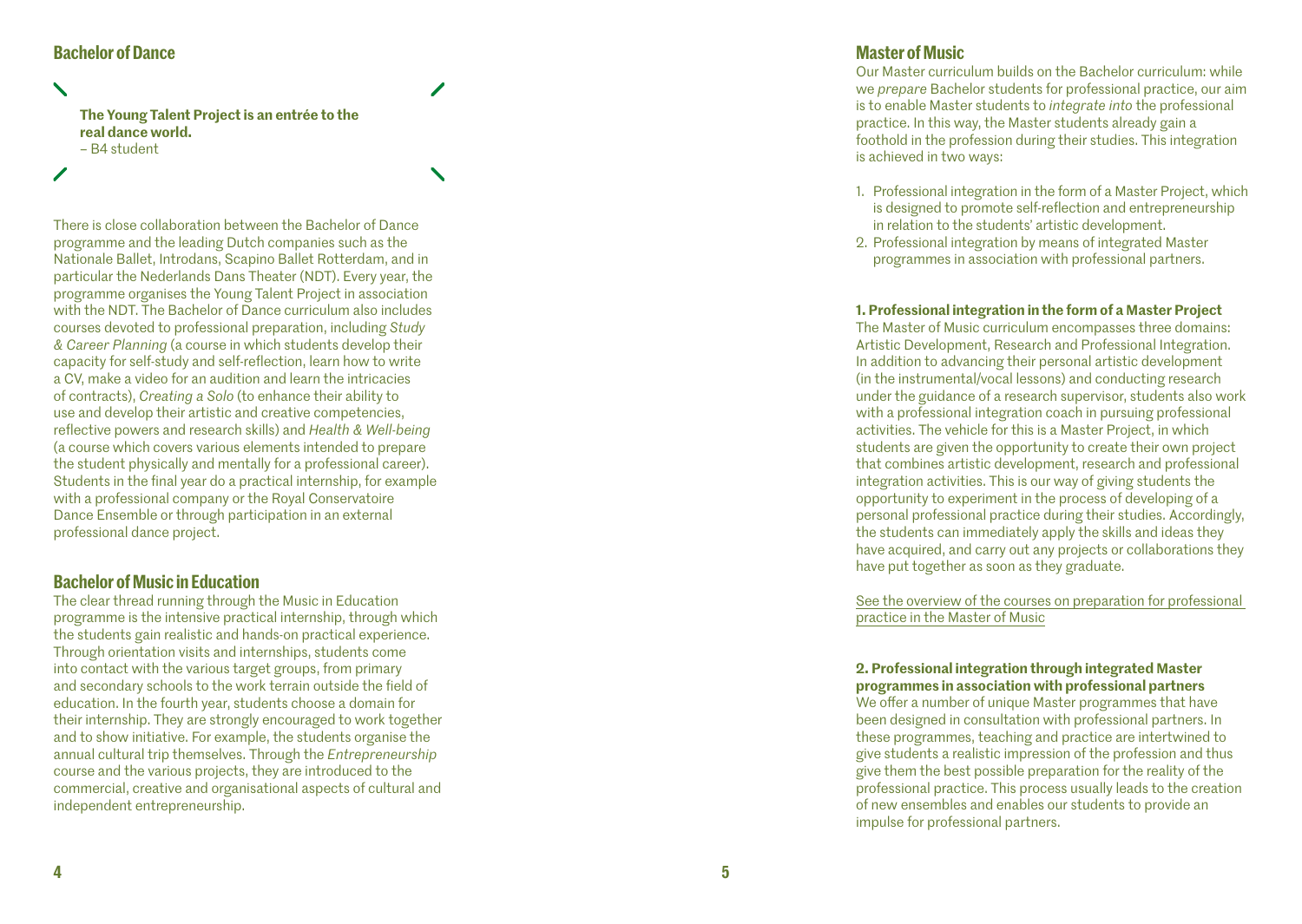## Bachelor of Dance

> **The Young Talent Project is an entrée to the real dance world.**
> – B4 student

There is close collaboration between the Bachelor of Dance programme and the leading Dutch companies such as the Nationale Ballet, Introdans, Scapino Ballet Rotterdam, and in particular the Nederlands Dans Theater (NDT). Every year, the programme organises the Young Talent Project in association with the NDT. The Bachelor of Dance curriculum also includes courses devoted to professional preparation, including *Study & Career Planning* (a course in which students develop their capacity for self-study and self-reflection, learn how to write a CV, make a video for an audition and learn the intricacies of contracts), *Creating a Solo* (to enhance their ability to use and develop their artistic and creative competencies, reflective powers and research skills) and *Health & Well-being* (a course which covers various elements intended to prepare the student physically and mentally for a professional career). Students in the final year do a practical internship, for example with a professional company or the Royal Conservatoire Dance Ensemble or through participation in an external professional dance project.

## Bachelor of Music in Education

The clear thread running through the Music in Education programme is the intensive practical internship, through which the students gain realistic and hands-on practical experience. Through orientation visits and internships, students come into contact with the various target groups, from primary and secondary schools to the work terrain outside the field of education. In the fourth year, students choose a domain for their internship. They are strongly encouraged to work together and to show initiative. For example, the students organise the annual cultural trip themselves. Through the *Entrepreneurship* course and the various projects, they are introduced to the commercial, creative and organisational aspects of cultural and independent entrepreneurship.

## Master of Music

Our Master curriculum builds on the Bachelor curriculum: while we *prepare* Bachelor students for professional practice, our aim is to enable Master students to *integrate into* the professional practice. In this way, the Master students already gain a foothold in the profession during their studies. This integration is achieved in two ways:

1. Professional integration in the form of a Master Project, which is designed to promote self-reflection and entrepreneurship in relation to the students' artistic development.
2. Professional integration by means of integrated Master programmes in association with professional partners.

**1. Professional integration in the form of a Master Project**

The Master of Music curriculum encompasses three domains: Artistic Development, Research and Professional Integration. In addition to advancing their personal artistic development (in the instrumental/vocal lessons) and conducting research under the guidance of a research supervisor, students also work with a professional integration coach in pursuing professional activities. The vehicle for this is a Master Project, in which students are given the opportunity to create their own project that combines artistic development, research and professional integration activities. This is our way of giving students the opportunity to experiment in the process of developing of a personal professional practice during their studies. Accordingly, the students can immediately apply the skills and ideas they have acquired, and carry out any projects or collaborations they have put together as soon as they graduate.

See the overview of the courses on preparation for professional practice in the Master of Music

**2. Professional integration through integrated Master programmes in association with professional partners**

We offer a number of unique Master programmes that have been designed in consultation with professional partners. In these programmes, teaching and practice are intertwined to give students a realistic impression of the profession and thus give them the best possible preparation for the reality of the professional practice. This process usually leads to the creation of new ensembles and enables our students to provide an impulse for professional partners.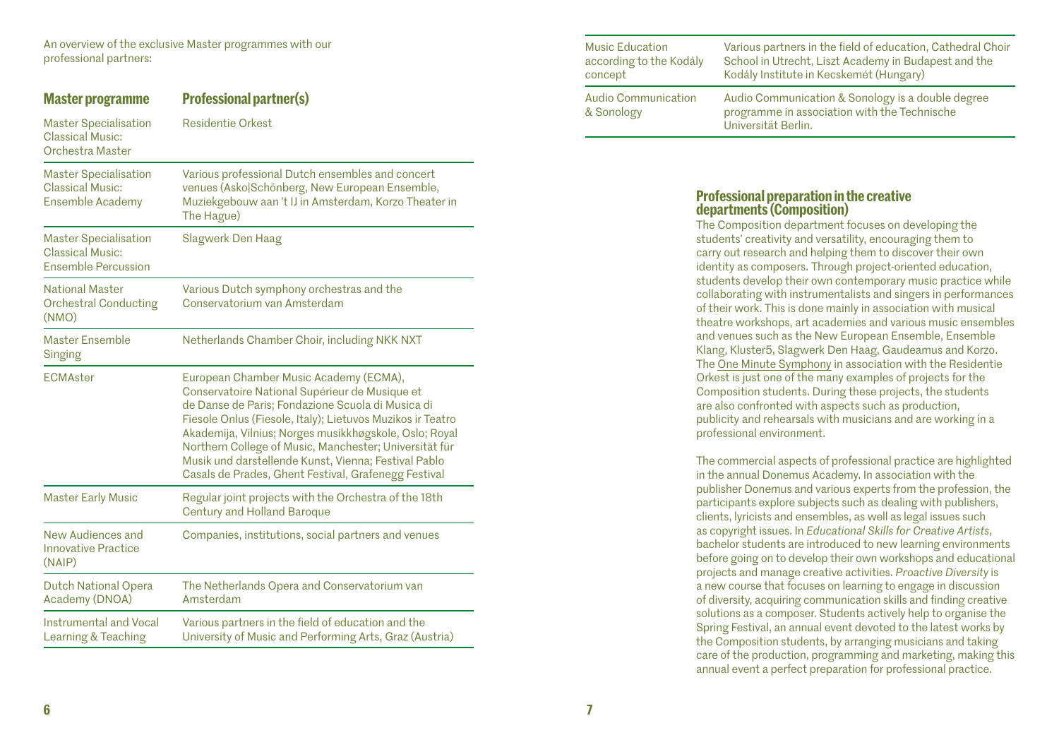An overview of the exclusive Master programmes with our professional partners:

| Master programme | Professional partner(s) |
| --- | --- |
| Master Specialisation Classical Music: Orchestra Master | Residentie Orkest |
| Master Specialisation Classical Music: Ensemble Academy | Various professional Dutch ensembles and concert venues (Asko\|Schönberg, New European Ensemble, Muziekgebouw aan 't IJ in Amsterdam, Korzo Theater in The Hague) |
| Master Specialisation Classical Music: Ensemble Percussion | Slagwerk Den Haag |
| National Master Orchestral Conducting (NMO) | Various Dutch symphony orchestras and the Conservatorium van Amsterdam |
| Master Ensemble Singing | Netherlands Chamber Choir, including NKK NXT |
| ECMAster | European Chamber Music Academy (ECMA), Conservatoire National Supérieur de Musique et de Danse de Paris; Fondazione Scuola di Musica di Fiesole Onlus (Fiesole, Italy); Lietuvos Muzikos ir Teatro Akademija, Vilnius; Norges musikkhøgskole, Oslo; Royal Northern College of Music, Manchester; Universität für Musik und darstellende Kunst, Vienna; Festival Pablo Casals de Prades, Ghent Festival, Grafenegg Festival |
| Master Early Music | Regular joint projects with the Orchestra of the 18th Century and Holland Baroque |
| New Audiences and Innovative Practice (NAIP) | Companies, institutions, social partners and venues |
| Dutch National Opera Academy (DNOA) | The Netherlands Opera and Conservatorium van Amsterdam |
| Instrumental and Vocal Learning & Teaching | Various partners in the field of education and the University of Music and Performing Arts, Graz (Austria) |
| Music Education according to the Kodály concept | Various partners in the field of education, Cathedral Choir School in Utrecht, Liszt Academy in Budapest and the Kodály Institute in Kecskemét (Hungary) |
| Audio Communication & Sonology | Audio Communication & Sonology is a double degree programme in association with the Technische Universität Berlin. |

## Professional preparation in the creative departments (Composition)

The Composition department focuses on developing the students' creativity and versatility, encouraging them to carry out research and helping them to discover their own identity as composers. Through project-oriented education, students develop their own contemporary music practice while collaborating with instrumentalists and singers in performances of their work. This is done mainly in association with musical theatre workshops, art academies and various music ensembles and venues such as the New European Ensemble, Ensemble Klang, Kluster5, Slagwerk Den Haag, Gaudeamus and Korzo. The One Minute Symphony in association with the Residentie Orkest is just one of the many examples of projects for the Composition students. During these projects, the students are also confronted with aspects such as production, publicity and rehearsals with musicians and are working in a professional environment.

The commercial aspects of professional practice are highlighted in the annual Donemus Academy. In association with the publisher Donemus and various experts from the profession, the participants explore subjects such as dealing with publishers, clients, lyricists and ensembles, as well as legal issues such as copyright issues. In *Educational Skills for Creative Artists*, bachelor students are introduced to new learning environments before going on to develop their own workshops and educational projects and manage creative activities. *Proactive Diversity* is a new course that focuses on learning to engage in discussion of diversity, acquiring communication skills and finding creative solutions as a composer. Students actively help to organise the Spring Festival, an annual event devoted to the latest works by the Composition students, by arranging musicians and taking care of the production, programming and marketing, making this annual event a perfect preparation for professional practice.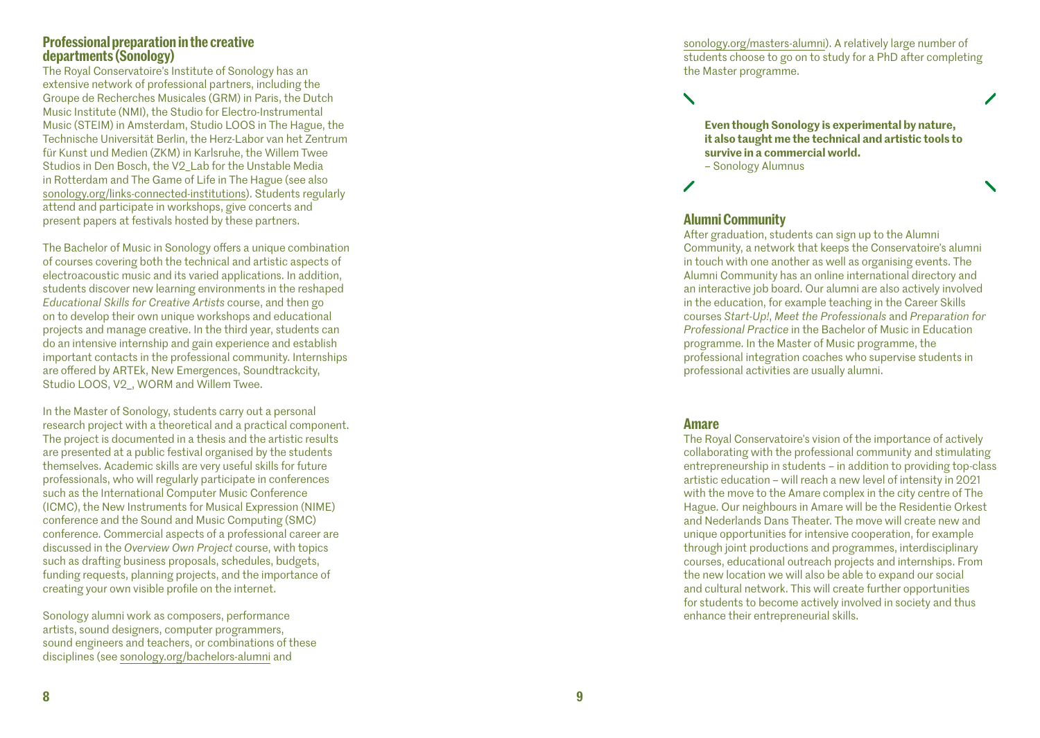## Professional preparation in the creative departments (Sonology)

The Royal Conservatoire's Institute of Sonology has an extensive network of professional partners, including the Groupe de Recherches Musicales (GRM) in Paris, the Dutch Music Institute (NMI), the Studio for Electro-Instrumental Music (STEIM) in Amsterdam, Studio LOOS in The Hague, the Technische Universität Berlin, the Herz-Labor van het Zentrum für Kunst und Medien (ZKM) in Karlsruhe, the Willem Twee Studios in Den Bosch, the V2_Lab for the Unstable Media in Rotterdam and The Game of Life in The Hague (see also sonology.org/links-connected-institutions). Students regularly attend and participate in workshops, give concerts and present papers at festivals hosted by these partners.

The Bachelor of Music in Sonology offers a unique combination of courses covering both the technical and artistic aspects of electroacoustic music and its varied applications. In addition, students discover new learning environments in the reshaped *Educational Skills for Creative Artists* course, and then go on to develop their own unique workshops and educational projects and manage creative. In the third year, students can do an intensive internship and gain experience and establish important contacts in the professional community. Internships are offered by ARTEk, New Emergences, Soundtrackcity, Studio LOOS, V2_, WORM and Willem Twee.

In the Master of Sonology, students carry out a personal research project with a theoretical and a practical component. The project is documented in a thesis and the artistic results are presented at a public festival organised by the students themselves. Academic skills are very useful skills for future professionals, who will regularly participate in conferences such as the International Computer Music Conference (ICMC), the New Instruments for Musical Expression (NIME) conference and the Sound and Music Computing (SMC) conference. Commercial aspects of a professional career are discussed in the *Overview Own Project* course, with topics such as drafting business proposals, schedules, budgets, funding requests, planning projects, and the importance of creating your own visible profile on the internet.

Sonology alumni work as composers, performance artists, sound designers, computer programmers, sound engineers and teachers, or combinations of these disciplines (see sonology.org/bachelors-alumni and sonology.org/masters-alumni). A relatively large number of students choose to go on to study for a PhD after completing the Master programme.

> **Even though Sonology is experimental by nature, it also taught me the technical and artistic tools to survive in a commercial world.**
> – Sonology Alumnus

## Alumni Community

After graduation, students can sign up to the Alumni Community, a network that keeps the Conservatoire's alumni in touch with one another as well as organising events. The Alumni Community has an online international directory and an interactive job board. Our alumni are also actively involved in the education, for example teaching in the Career Skills courses *Start-Up!*, *Meet the Professionals* and *Preparation for Professional Practice* in the Bachelor of Music in Education programme. In the Master of Music programme, the professional integration coaches who supervise students in professional activities are usually alumni.

## Amare

The Royal Conservatoire's vision of the importance of actively collaborating with the professional community and stimulating entrepreneurship in students – in addition to providing top-class artistic education – will reach a new level of intensity in 2021 with the move to the Amare complex in the city centre of The Hague. Our neighbours in Amare will be the Residentie Orkest and Nederlands Dans Theater. The move will create new and unique opportunities for intensive cooperation, for example through joint productions and programmes, interdisciplinary courses, educational outreach projects and internships. From the new location we will also be able to expand our social and cultural network. This will create further opportunities for students to become actively involved in society and thus enhance their entrepreneurial skills.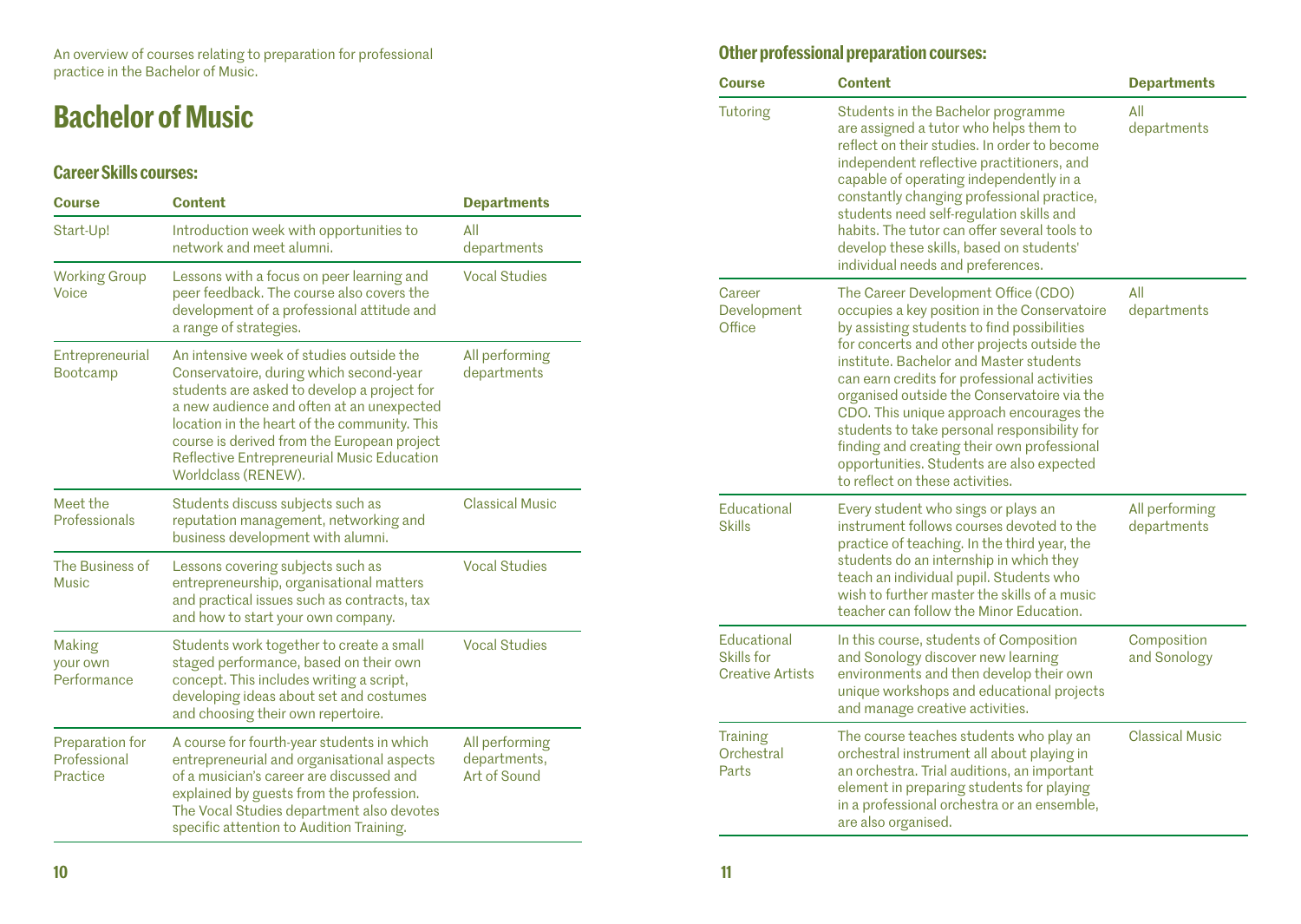An overview of courses relating to preparation for professional practice in the Bachelor of Music.

# Bachelor of Music

### Career Skills courses:

| Course | Content | Departments |
|---|---|---|
| Start-Up! | Introduction week with opportunities to network and meet alumni. | All departments |
| Working Group Voice | Lessons with a focus on peer learning and peer feedback. The course also covers the development of a professional attitude and a range of strategies. | Vocal Studies |
| Entrepreneurial Bootcamp | An intensive week of studies outside the Conservatoire, during which second-year students are asked to develop a project for a new audience and often at an unexpected location in the heart of the community. This course is derived from the European project Reflective Entrepreneurial Music Education Worldclass (RENEW). | All performing departments |
| Meet the Professionals | Students discuss subjects such as reputation management, networking and business development with alumni. | Classical Music |
| The Business of Music | Lessons covering subjects such as entrepreneurship, organisational matters and practical issues such as contracts, tax and how to start your own company. | Vocal Studies |
| Making your own Performance | Students work together to create a small staged performance, based on their own concept. This includes writing a script, developing ideas about set and costumes and choosing their own repertoire. | Vocal Studies |
| Preparation for Professional Practice | A course for fourth-year students in which entrepreneurial and organisational aspects of a musician's career are discussed and explained by guests from the profession. The Vocal Studies department also devotes specific attention to Audition Training. | All performing departments, Art of Sound |

### Other professional preparation courses:

| Course | Content | Departments |
|---|---|---|
| Tutoring | Students in the Bachelor programme are assigned a tutor who helps them to reflect on their studies. In order to become independent reflective practitioners, and capable of operating independently in a constantly changing professional practice, students need self-regulation skills and habits. The tutor can offer several tools to develop these skills, based on students' individual needs and preferences. | All departments |
| Career Development Office | The Career Development Office (CDO) occupies a key position in the Conservatoire by assisting students to find possibilities for concerts and other projects outside the institute. Bachelor and Master students can earn credits for professional activities organised outside the Conservatoire via the CDO. This unique approach encourages the students to take personal responsibility for finding and creating their own professional opportunities. Students are also expected to reflect on these activities. | All departments |
| Educational Skills | Every student who sings or plays an instrument follows courses devoted to the practice of teaching. In the third year, the students do an internship in which they teach an individual pupil. Students who wish to further master the skills of a music teacher can follow the Minor Education. | All performing departments |
| Educational Skills for Creative Artists | In this course, students of Composition and Sonology discover new learning environments and then develop their own unique workshops and educational projects and manage creative activities. | Composition and Sonology |
| Training Orchestral Parts | The course teaches students who play an orchestral instrument all about playing in an orchestra. Trial auditions, an important element in preparing students for playing in a professional orchestra or an ensemble, are also organised. | Classical Music |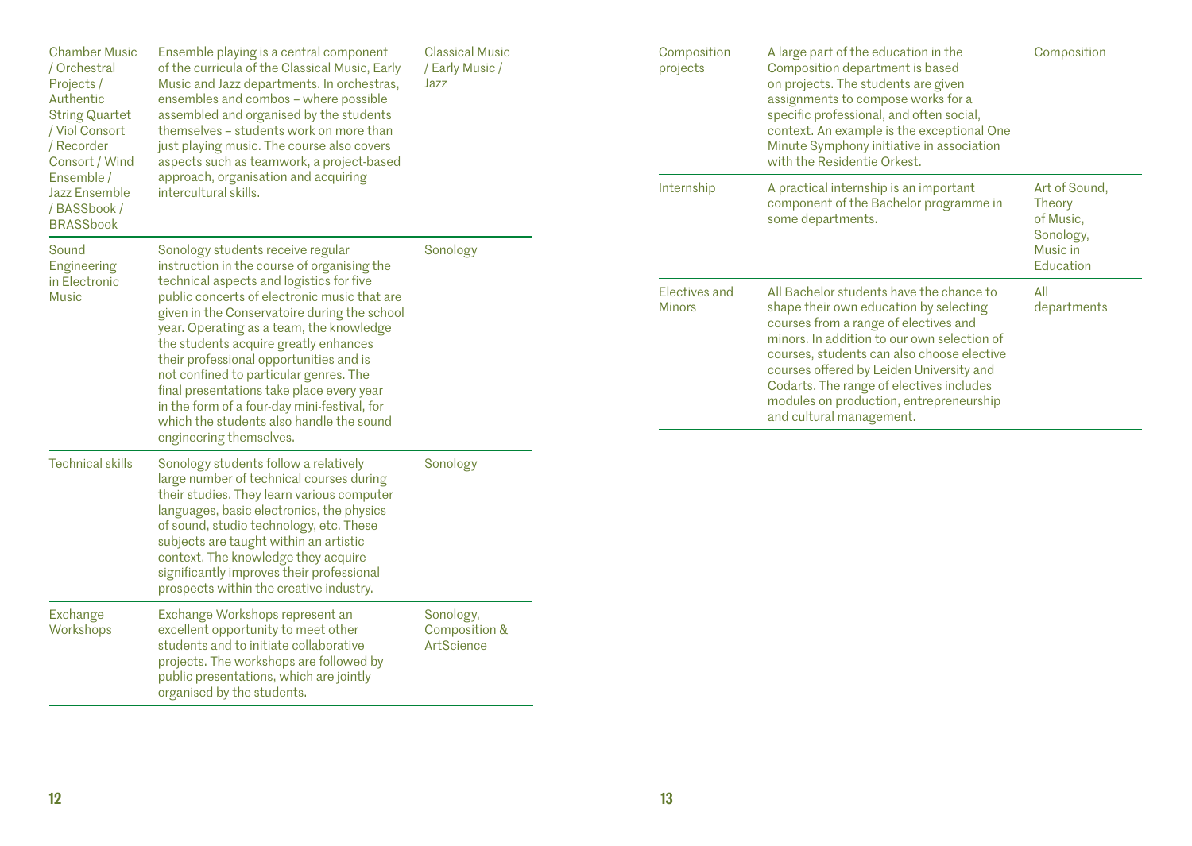| | | |
|---|---|---|
| Chamber Music / Orchestral Projects / Authentic String Quartet / Viol Consort / Recorder Consort / Wind Ensemble / Jazz Ensemble / BASSbook / BRASSbook | Ensemble playing is a central component of the curricula of the Classical Music, Early Music and Jazz departments. In orchestras, ensembles and combos – where possible assembled and organised by the students themselves – students work on more than just playing music. The course also covers aspects such as teamwork, a project-based approach, organisation and acquiring intercultural skills. | Classical Music / Early Music / Jazz |
| Sound Engineering in Electronic Music | Sonology students receive regular instruction in the course of organising the technical aspects and logistics for five public concerts of electronic music that are given in the Conservatoire during the school year. Operating as a team, the knowledge the students acquire greatly enhances their professional opportunities and is not confined to particular genres. The final presentations take place every year in the form of a four-day mini-festival, for which the students also handle the sound engineering themselves. | Sonology |
| Technical skills | Sonology students follow a relatively large number of technical courses during their studies. They learn various computer languages, basic electronics, the physics of sound, studio technology, etc. These subjects are taught within an artistic context. The knowledge they acquire significantly improves their professional prospects within the creative industry. | Sonology |
| Exchange Workshops | Exchange Workshops represent an excellent opportunity to meet other students and to initiate collaborative projects. The workshops are followed by public presentations, which are jointly organised by the students. | Sonology, Composition & ArtScience |
| Composition projects | A large part of the education in the Composition department is based on projects. The students are given assignments to compose works for a specific professional, and often social, context. An example is the exceptional One Minute Symphony initiative in association with the Residentie Orkest. | Composition |
| Internship | A practical internship is an important component of the Bachelor programme in some departments. | Art of Sound, Theory of Music, Sonology, Music in Education |
| Electives and Minors | All Bachelor students have the chance to shape their own education by selecting courses from a range of electives and minors. In addition to our own selection of courses, students can also choose elective courses offered by Leiden University and Codarts. The range of electives includes modules on production, entrepreneurship and cultural management. | All departments |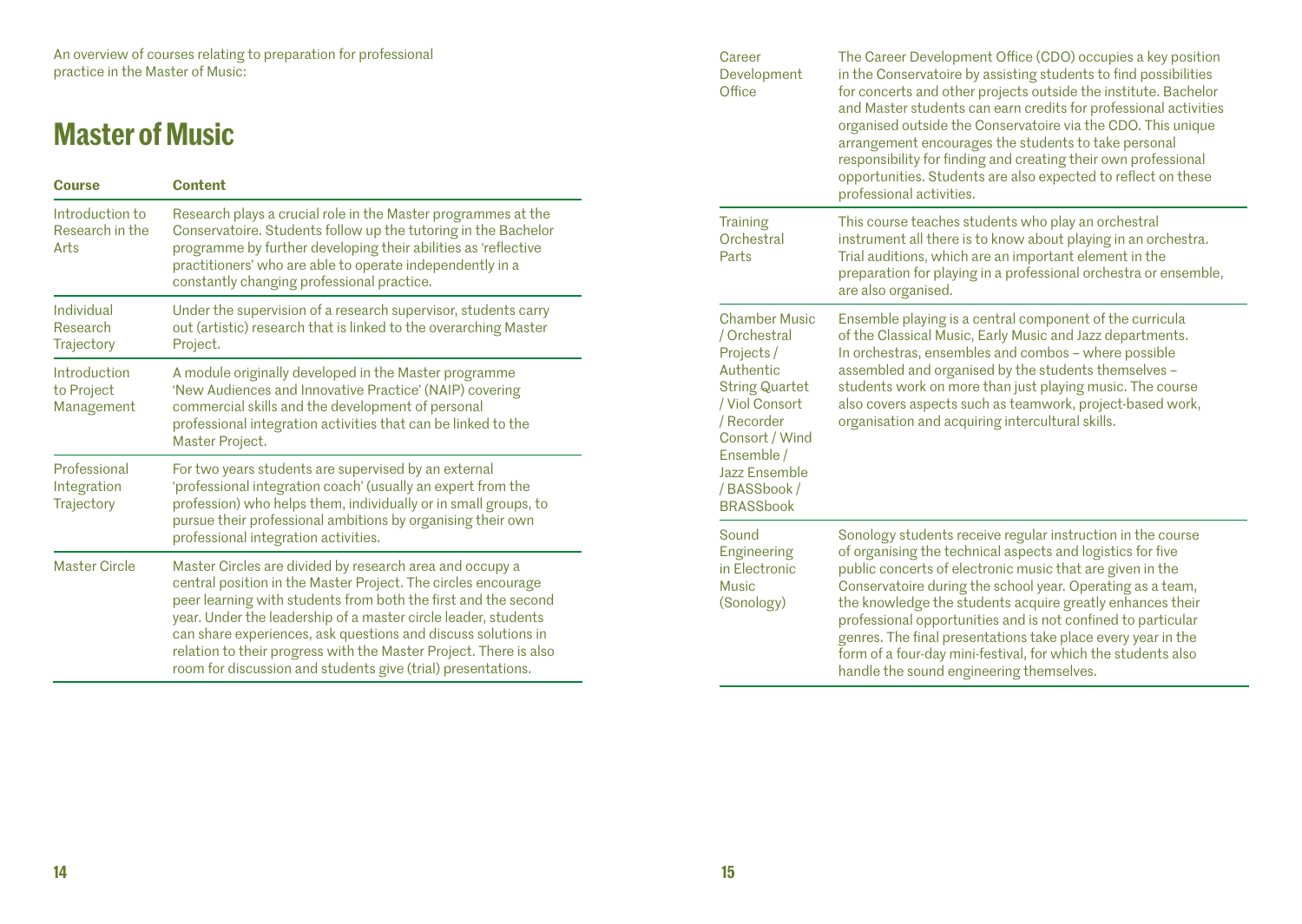An overview of courses relating to preparation for professional practice in the Master of Music:

## Master of Music

| Course | Content |
|---|---|
| Introduction to Research in the Arts | Research plays a crucial role in the Master programmes at the Conservatoire. Students follow up the tutoring in the Bachelor programme by further developing their abilities as 'reflective practitioners' who are able to operate independently in a constantly changing professional practice. |
| Individual Research Trajectory | Under the supervision of a research supervisor, students carry out (artistic) research that is linked to the overarching Master Project. |
| Introduction to Project Management | A module originally developed in the Master programme 'New Audiences and Innovative Practice' (NAIP) covering commercial skills and the development of personal professional integration activities that can be linked to the Master Project. |
| Professional Integration Trajectory | For two years students are supervised by an external 'professional integration coach' (usually an expert from the profession) who helps them, individually or in small groups, to pursue their professional ambitions by organising their own professional integration activities. |
| Master Circle | Master Circles are divided by research area and occupy a central position in the Master Project. The circles encourage peer learning with students from both the first and the second year. Under the leadership of a master circle leader, students can share experiences, ask questions and discuss solutions in relation to their progress with the Master Project. There is also room for discussion and students give (trial) presentations. |
| Career Development Office | The Career Development Office (CDO) occupies a key position in the Conservatoire by assisting students to find possibilities for concerts and other projects outside the institute. Bachelor and Master students can earn credits for professional activities organised outside the Conservatoire via the CDO. This unique arrangement encourages the students to take personal responsibility for finding and creating their own professional opportunities. Students are also expected to reflect on these professional activities. |
| Training Orchestral Parts | This course teaches students who play an orchestral instrument all there is to know about playing in an orchestra. Trial auditions, which are an important element in the preparation for playing in a professional orchestra or ensemble, are also organised. |
| Chamber Music / Orchestral Projects / Authentic String Quartet / Viol Consort / Recorder Consort / Wind Ensemble / Jazz Ensemble / BASSbook / BRASSbook | Ensemble playing is a central component of the curricula of the Classical Music, Early Music and Jazz departments. In orchestras, ensembles and combos – where possible assembled and organised by the students themselves – students work on more than just playing music. The course also covers aspects such as teamwork, project-based work, organisation and acquiring intercultural skills. |
| Sound Engineering in Electronic Music (Sonology) | Sonology students receive regular instruction in the course of organising the technical aspects and logistics for five public concerts of electronic music that are given in the Conservatoire during the school year. Operating as a team, the knowledge the students acquire greatly enhances their professional opportunities and is not confined to particular genres. The final presentations take place every year in the form of a four-day mini-festival, for which the students also handle the sound engineering themselves. |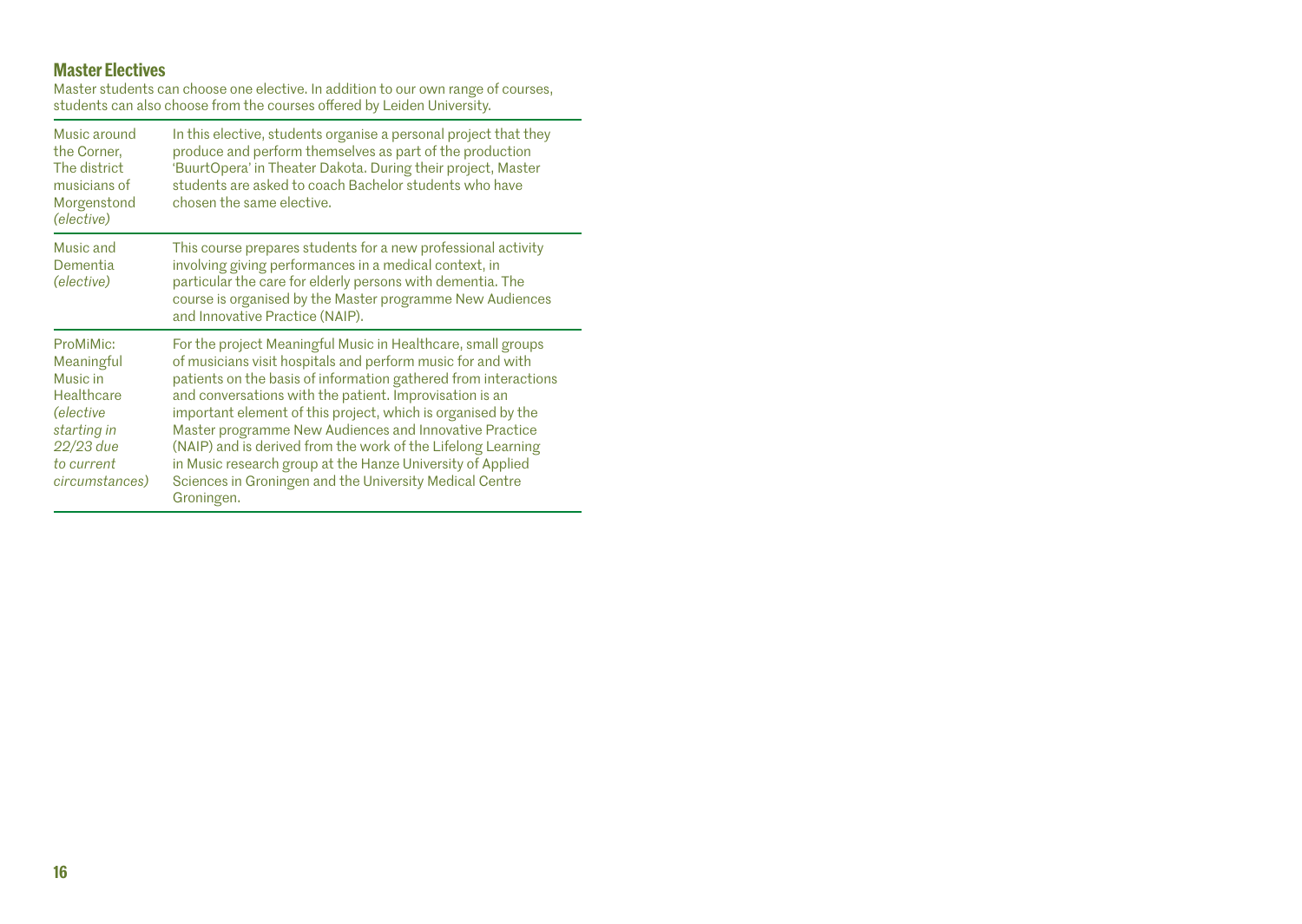### Master Electives

Master students can choose one elective. In addition to our own range of courses, students can also choose from the courses offered by Leiden University.

| | |
|---|---|
| Music around the Corner, The district musicians of Morgenstond *(elective)* | In this elective, students organise a personal project that they produce and perform themselves as part of the production 'BuurtOpera' in Theater Dakota. During their project, Master students are asked to coach Bachelor students who have chosen the same elective. |
| Music and Dementia *(elective)* | This course prepares students for a new professional activity involving giving performances in a medical context, in particular the care for elderly persons with dementia. The course is organised by the Master programme New Audiences and Innovative Practice (NAIP). |
| ProMiMic: Meaningful Music in Healthcare *(elective starting in 22/23 due to current circumstances)* | For the project Meaningful Music in Healthcare, small groups of musicians visit hospitals and perform music for and with patients on the basis of information gathered from interactions and conversations with the patient. Improvisation is an important element of this project, which is organised by the Master programme New Audiences and Innovative Practice (NAIP) and is derived from the work of the Lifelong Learning in Music research group at the Hanze University of Applied Sciences in Groningen and the University Medical Centre Groningen. |